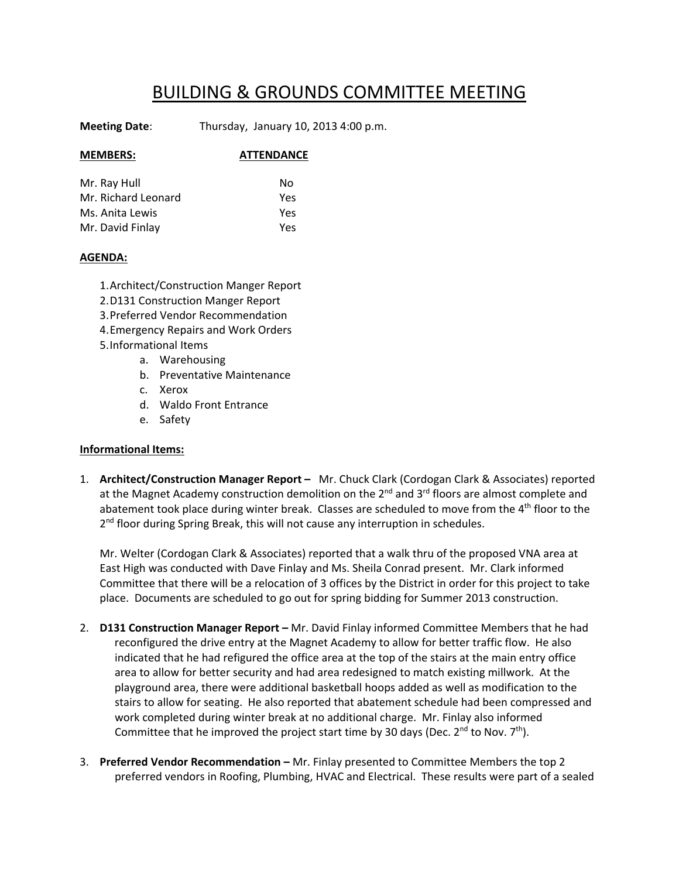# BUILDING & GROUNDS COMMITTEE MEETING

**Meeting Date**: Thursday, January 10, 2013 4:00 p.m.

| **MEMBERS:** | **ATTENDANCE** |
|---|---|
| Mr. Ray Hull | No |
| Mr. Richard Leonard | Yes |
| Ms. Anita Lewis | Yes |
| Mr. David Finlay | Yes |

**AGENDA:**

1. Architect/Construction Manger Report
2. D131 Construction Manger Report
3. Preferred Vendor Recommendation
4. Emergency Repairs and Work Orders
5. Informational Items
   a. Warehousing
   b. Preventative Maintenance
   c. Xerox
   d. Waldo Front Entrance
   e. Safety

**Informational Items:**

1. **Architect/Construction Manager Report –** Mr. Chuck Clark (Cordogan Clark & Associates) reported at the Magnet Academy construction demolition on the 2nd and 3rd floors are almost complete and abatement took place during winter break. Classes are scheduled to move from the 4th floor to the 2nd floor during Spring Break, this will not cause any interruption in schedules.

   Mr. Welter (Cordogan Clark & Associates) reported that a walk thru of the proposed VNA area at East High was conducted with Dave Finlay and Ms. Sheila Conrad present. Mr. Clark informed Committee that there will be a relocation of 3 offices by the District in order for this project to take place. Documents are scheduled to go out for spring bidding for Summer 2013 construction.

2. **D131 Construction Manager Report –** Mr. David Finlay informed Committee Members that he had reconfigured the drive entry at the Magnet Academy to allow for better traffic flow. He also indicated that he had refigured the office area at the top of the stairs at the main entry office area to allow for better security and had area redesigned to match existing millwork. At the playground area, there were additional basketball hoops added as well as modification to the stairs to allow for seating. He also reported that abatement schedule had been compressed and work completed during winter break at no additional charge. Mr. Finlay also informed Committee that he improved the project start time by 30 days (Dec. 2nd to Nov. 7th).

3. **Preferred Vendor Recommendation –** Mr. Finlay presented to Committee Members the top 2 preferred vendors in Roofing, Plumbing, HVAC and Electrical. These results were part of a sealed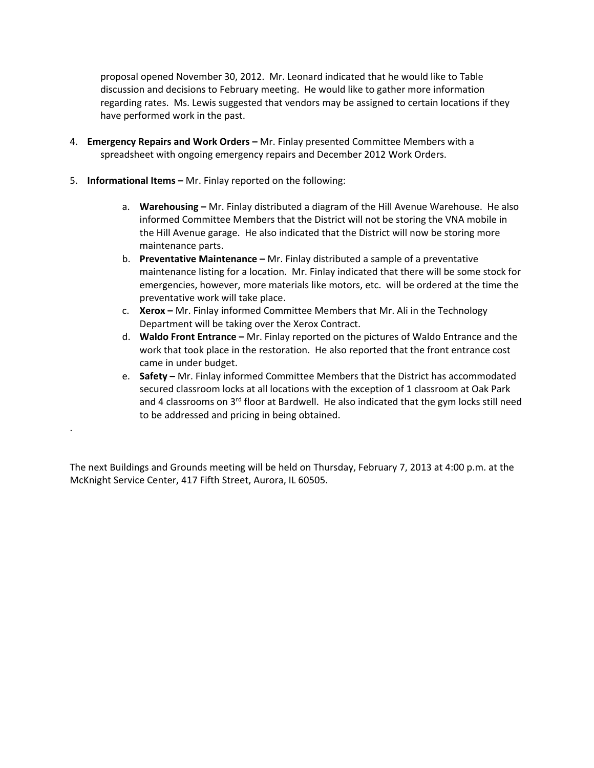proposal opened November 30, 2012. Mr. Leonard indicated that he would like to Table discussion and decisions to February meeting. He would like to gather more information regarding rates. Ms. Lewis suggested that vendors may be assigned to certain locations if they have performed work in the past.

4. **Emergency Repairs and Work Orders –** Mr. Finlay presented Committee Members with a spreadsheet with ongoing emergency repairs and December 2012 Work Orders.

5. **Informational Items –** Mr. Finlay reported on the following:

    a. **Warehousing –** Mr. Finlay distributed a diagram of the Hill Avenue Warehouse. He also informed Committee Members that the District will not be storing the VNA mobile in the Hill Avenue garage. He also indicated that the District will now be storing more maintenance parts.

    b. **Preventative Maintenance –** Mr. Finlay distributed a sample of a preventative maintenance listing for a location. Mr. Finlay indicated that there will be some stock for emergencies, however, more materials like motors, etc. will be ordered at the time the preventative work will take place.

    c. **Xerox –** Mr. Finlay informed Committee Members that Mr. Ali in the Technology Department will be taking over the Xerox Contract.

    d. **Waldo Front Entrance –** Mr. Finlay reported on the pictures of Waldo Entrance and the work that took place in the restoration. He also reported that the front entrance cost came in under budget.

    e. **Safety –** Mr. Finlay informed Committee Members that the District has accommodated secured classroom locks at all locations with the exception of 1 classroom at Oak Park and 4 classrooms on 3rd floor at Bardwell. He also indicated that the gym locks still need to be addressed and pricing in being obtained.

.

The next Buildings and Grounds meeting will be held on Thursday, February 7, 2013 at 4:00 p.m. at the McKnight Service Center, 417 Fifth Street, Aurora, IL 60505.